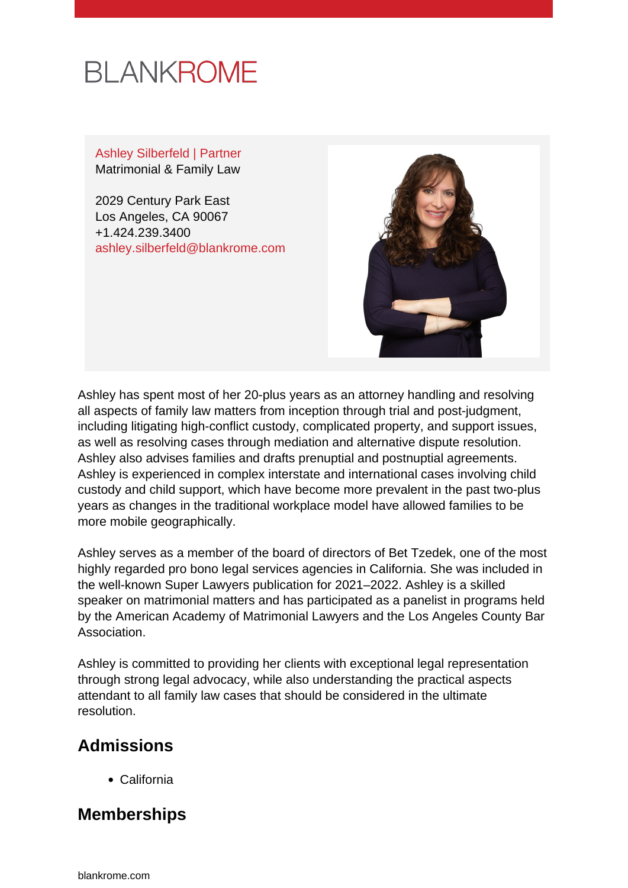BLANKROME

Ashley Silberfeld | Partner
Matrimonial & Family Law

2029 Century Park East
Los Angeles, CA 90067
+1.424.239.3400
ashley.silberfeld@blankrome.com

Ashley has spent most of her 20-plus years as an attorney handling and resolving all aspects of family law matters from inception through trial and post-judgment, including litigating high-conflict custody, complicated property, and support issues, as well as resolving cases through mediation and alternative dispute resolution. Ashley also advises families and drafts prenuptial and postnuptial agreements. Ashley is experienced in complex interstate and international cases involving child custody and child support, which have become more prevalent in the past two-plus years as changes in the traditional workplace model have allowed families to be more mobile geographically.

Ashley serves as a member of the board of directors of Bet Tzedek, one of the most highly regarded pro bono legal services agencies in California. She was included in the well-known Super Lawyers publication for 2021–2022. Ashley is a skilled speaker on matrimonial matters and has participated as a panelist in programs held by the American Academy of Matrimonial Lawyers and the Los Angeles County Bar Association.

Ashley is committed to providing her clients with exceptional legal representation through strong legal advocacy, while also understanding the practical aspects attendant to all family law cases that should be considered in the ultimate resolution.

## Admissions

- California

## Memberships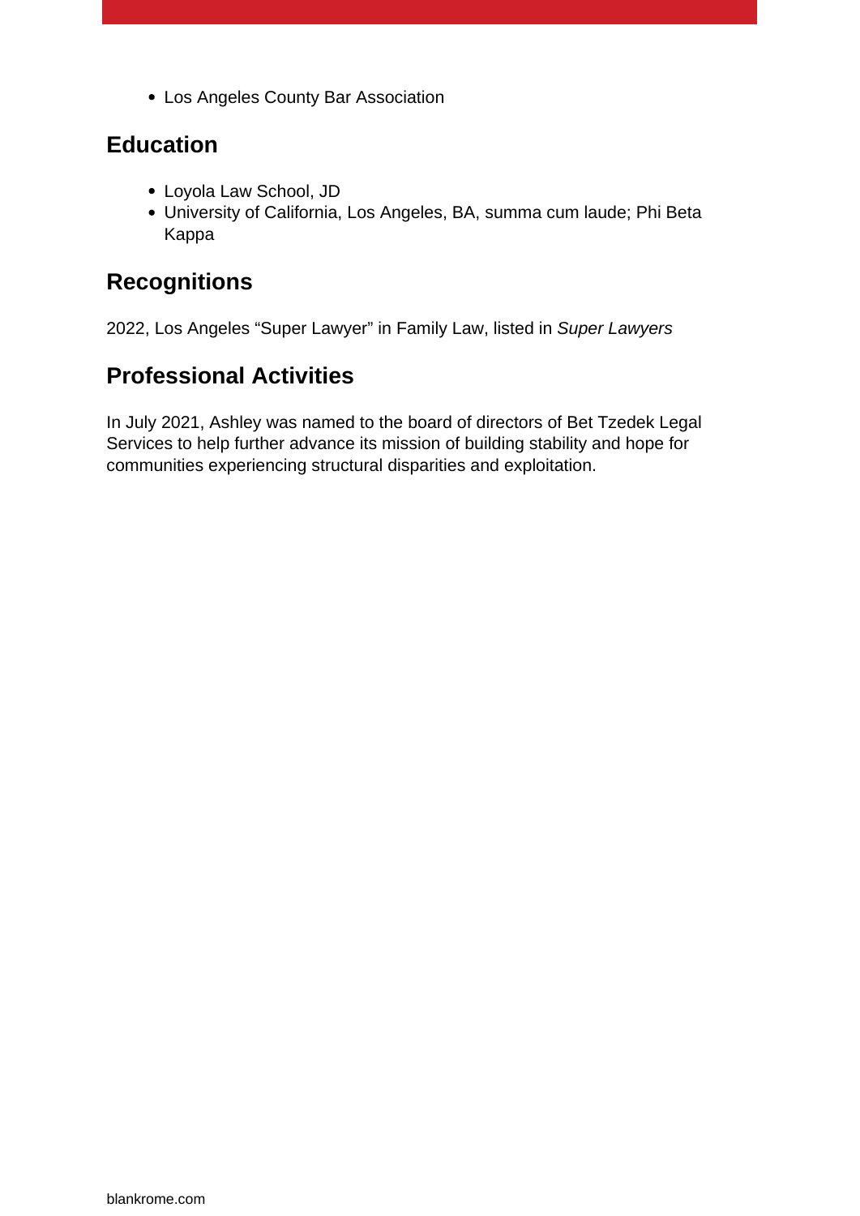- Los Angeles County Bar Association

## Education

- Loyola Law School, JD
- University of California, Los Angeles, BA, summa cum laude; Phi Beta Kappa

## Recognitions

2022, Los Angeles “Super Lawyer” in Family Law, listed in *Super Lawyers*

## Professional Activities

In July 2021, Ashley was named to the board of directors of Bet Tzedek Legal Services to help further advance its mission of building stability and hope for communities experiencing structural disparities and exploitation.